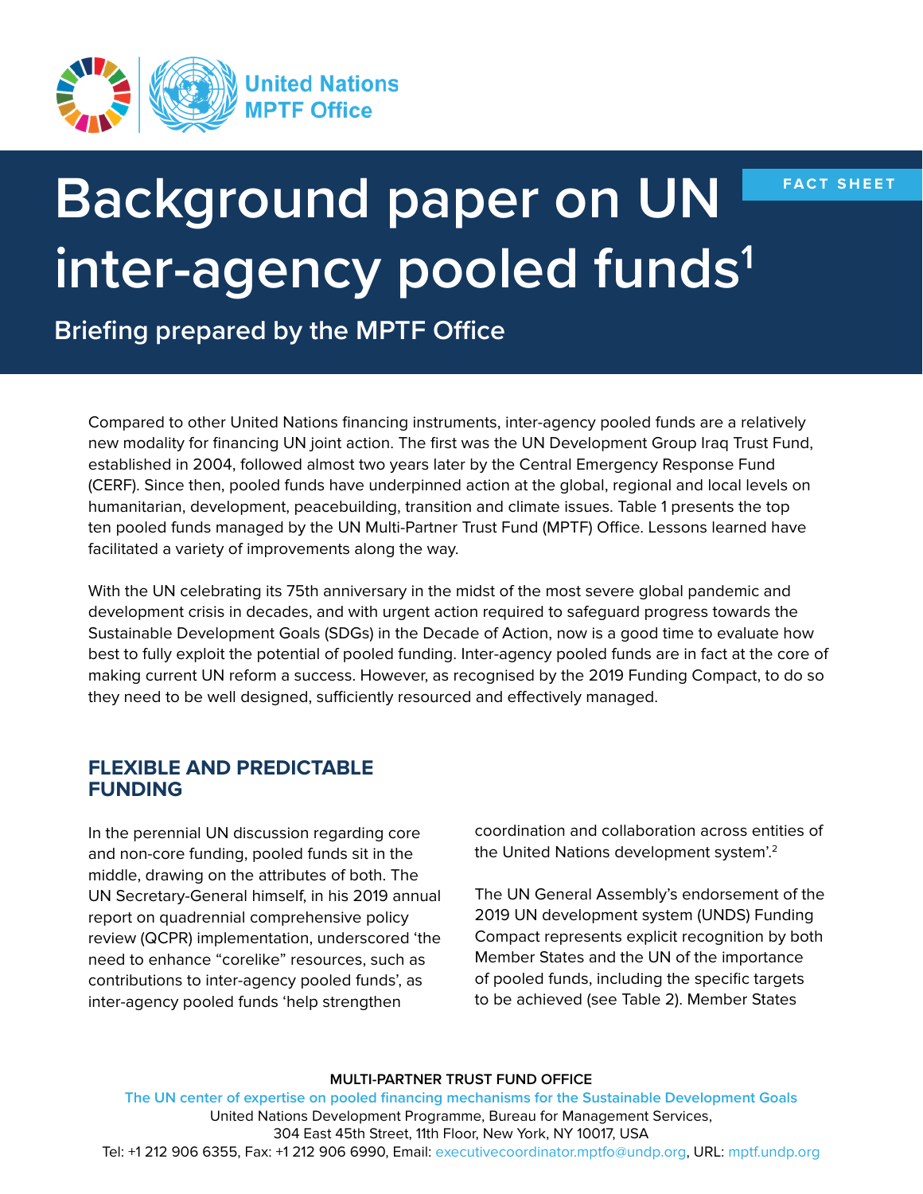United Nations MPTF Office

FACT SHEET

# Background paper on UN inter-agency pooled funds[1]

## Briefing prepared by the MPTF Office

Compared to other United Nations financing instruments, inter-agency pooled funds are a relatively new modality for financing UN joint action. The first was the UN Development Group Iraq Trust Fund, established in 2004, followed almost two years later by the Central Emergency Response Fund (CERF). Since then, pooled funds have underpinned action at the global, regional and local levels on humanitarian, development, peacebuilding, transition and climate issues. Table 1 presents the top ten pooled funds managed by the UN Multi-Partner Trust Fund (MPTF) Office. Lessons learned have facilitated a variety of improvements along the way.

With the UN celebrating its 75th anniversary in the midst of the most severe global pandemic and development crisis in decades, and with urgent action required to safeguard progress towards the Sustainable Development Goals (SDGs) in the Decade of Action, now is a good time to evaluate how best to fully exploit the potential of pooled funding. Inter-agency pooled funds are in fact at the core of making current UN reform a success. However, as recognised by the 2019 Funding Compact, to do so they need to be well designed, sufficiently resourced and effectively managed.

### FLEXIBLE AND PREDICTABLE FUNDING

In the perennial UN discussion regarding core and non-core funding, pooled funds sit in the middle, drawing on the attributes of both. The UN Secretary-General himself, in his 2019 annual report on quadrennial comprehensive policy review (QCPR) implementation, underscored 'the need to enhance "corelike" resources, such as contributions to inter-agency pooled funds', as inter-agency pooled funds 'help strengthen coordination and collaboration across entities of the United Nations development system'.[2]

The UN General Assembly's endorsement of the 2019 UN development system (UNDS) Funding Compact represents explicit recognition by both Member States and the UN of the importance of pooled funds, including the specific targets to be achieved (see Table 2). Member States

**MULTI-PARTNER TRUST FUND OFFICE**
The UN center of expertise on pooled financing mechanisms for the Sustainable Development Goals
United Nations Development Programme, Bureau for Management Services,
304 East 45th Street, 11th Floor, New York, NY 10017, USA
Tel: +1 212 906 6355, Fax: +1 212 906 6990, Email: executivecoordinator.mptfo@undp.org, URL: mptf.undp.org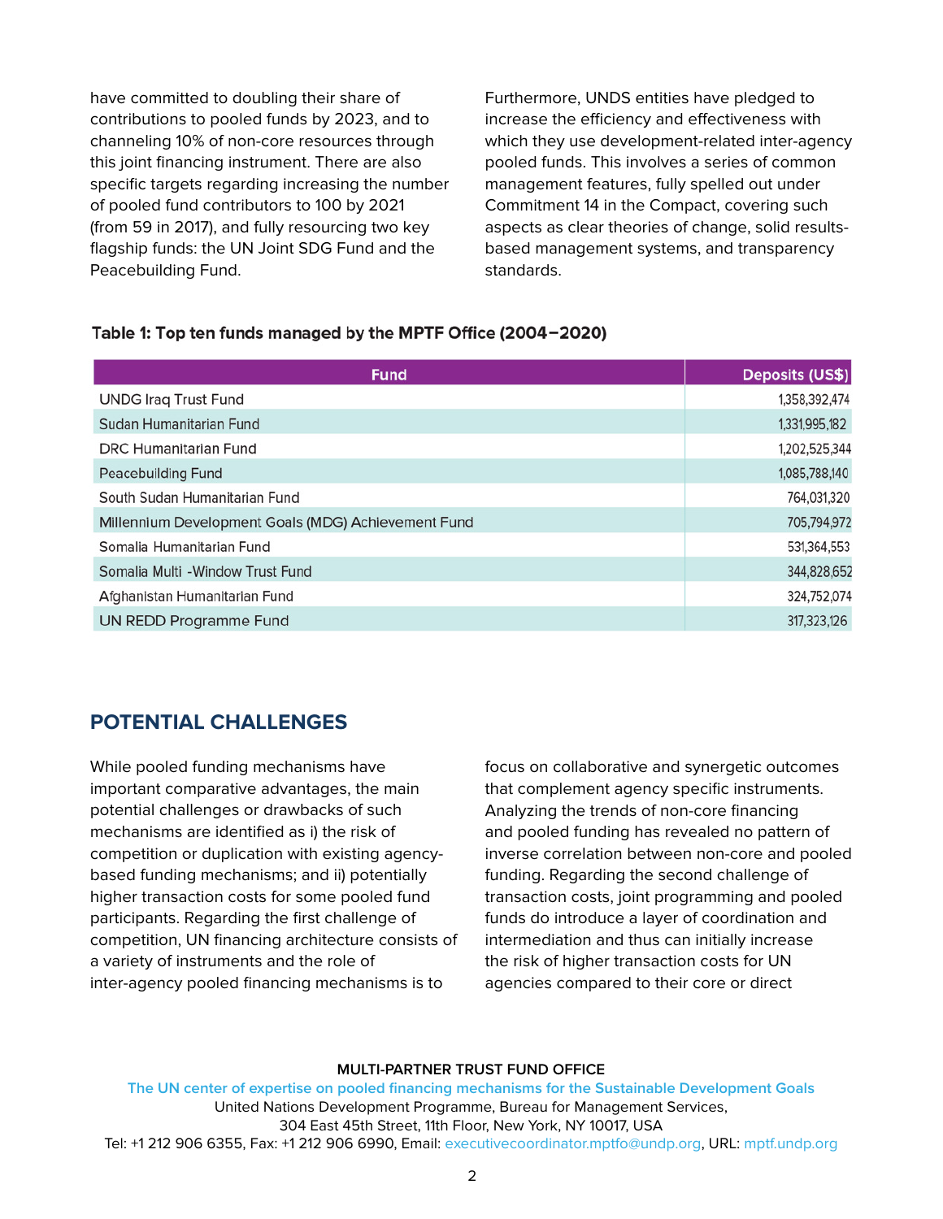have committed to doubling their share of contributions to pooled funds by 2023, and to channeling 10% of non-core resources through this joint financing instrument. There are also specific targets regarding increasing the number of pooled fund contributors to 100 by 2021 (from 59 in 2017), and fully resourcing two key flagship funds: the UN Joint SDG Fund and the Peacebuilding Fund.

Furthermore, UNDS entities have pledged to increase the efficiency and effectiveness with which they use development-related inter-agency pooled funds. This involves a series of common management features, fully spelled out under Commitment 14 in the Compact, covering such aspects as clear theories of change, solid results-based management systems, and transparency standards.

**Table 1: Top ten funds managed by the MPTF Office (2004–2020)**

| Fund | Deposits (US$) |
|---|---|
| UNDG Iraq Trust Fund | 1,358,392,474 |
| Sudan Humanitarian Fund | 1,331,995,182 |
| DRC Humanitarian Fund | 1,202,525,344 |
| Peacebuilding Fund | 1,085,788,140 |
| South Sudan Humanitarian Fund | 764,031,320 |
| Millennium Development Goals (MDG) Achievement Fund | 705,794,972 |
| Somalia Humanitarian Fund | 531,364,553 |
| Somalia Multi -Window Trust Fund | 344,828,652 |
| Afghanistan Humanitarian Fund | 324,752,074 |
| UN REDD Programme Fund | 317,323,126 |

## POTENTIAL CHALLENGES

While pooled funding mechanisms have important comparative advantages, the main potential challenges or drawbacks of such mechanisms are identified as i) the risk of competition or duplication with existing agency-based funding mechanisms; and ii) potentially higher transaction costs for some pooled fund participants. Regarding the first challenge of competition, UN financing architecture consists of a variety of instruments and the role of inter-agency pooled financing mechanisms is to focus on collaborative and synergetic outcomes that complement agency specific instruments. Analyzing the trends of non-core financing and pooled funding has revealed no pattern of inverse correlation between non-core and pooled funding. Regarding the second challenge of transaction costs, joint programming and pooled funds do introduce a layer of coordination and intermediation and thus can initially increase the risk of higher transaction costs for UN agencies compared to their core or direct

**MULTI-PARTNER TRUST FUND OFFICE**
The UN center of expertise on pooled financing mechanisms for the Sustainable Development Goals
United Nations Development Programme, Bureau for Management Services,
304 East 45th Street, 11th Floor, New York, NY 10017, USA
Tel: +1 212 906 6355, Fax: +1 212 906 6990, Email: executivecoordinator.mptfo@undp.org, URL: mptf.undp.org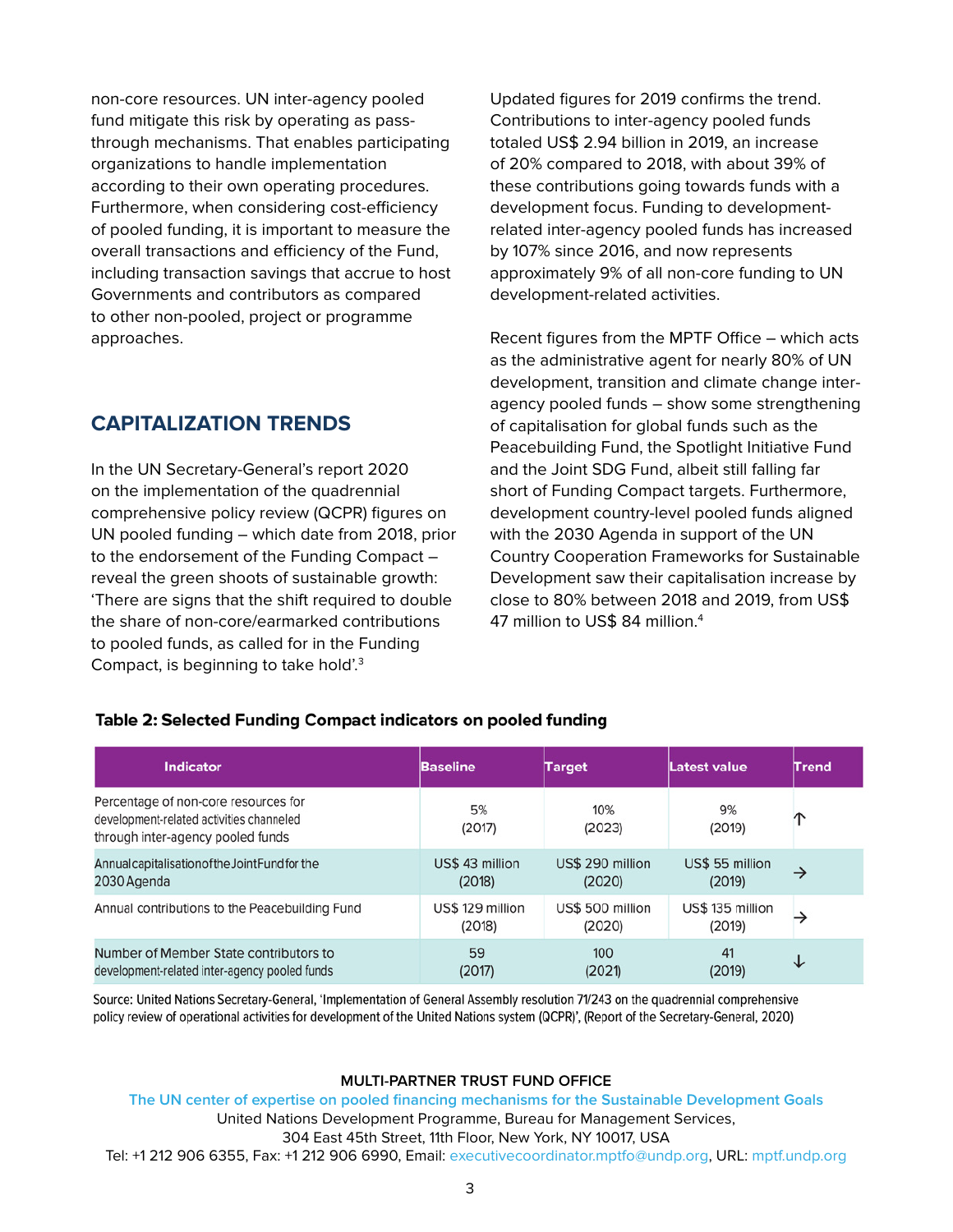non-core resources. UN inter-agency pooled fund mitigate this risk by operating as pass-through mechanisms. That enables participating organizations to handle implementation according to their own operating procedures. Furthermore, when considering cost-efficiency of pooled funding, it is important to measure the overall transactions and efficiency of the Fund, including transaction savings that accrue to host Governments and contributors as compared to other non-pooled, project or programme approaches.

## CAPITALIZATION TRENDS

In the UN Secretary-General's report 2020 on the implementation of the quadrennial comprehensive policy review (QCPR) figures on UN pooled funding – which date from 2018, prior to the endorsement of the Funding Compact – reveal the green shoots of sustainable growth: 'There are signs that the shift required to double the share of non-core/earmarked contributions to pooled funds, as called for in the Funding Compact, is beginning to take hold'.[3]

Updated figures for 2019 confirms the trend. Contributions to inter-agency pooled funds totaled US$ 2.94 billion in 2019, an increase of 20% compared to 2018, with about 39% of these contributions going towards funds with a development focus. Funding to development-related inter-agency pooled funds has increased by 107% since 2016, and now represents approximately 9% of all non-core funding to UN development-related activities.

Recent figures from the MPTF Office – which acts as the administrative agent for nearly 80% of UN development, transition and climate change inter-agency pooled funds – show some strengthening of capitalisation for global funds such as the Peacebuilding Fund, the Spotlight Initiative Fund and the Joint SDG Fund, albeit still falling far short of Funding Compact targets. Furthermore, development country-level pooled funds aligned with the 2030 Agenda in support of the UN Country Cooperation Frameworks for Sustainable Development saw their capitalisation increase by close to 80% between 2018 and 2019, from US$ 47 million to US$ 84 million.[4]

**Table 2: Selected Funding Compact indicators on pooled funding**

| Indicator | Baseline | Target | Latest value | Trend |
|---|---|---|---|---|
| Percentage of non-core resources for development-related activities channeled through inter-agency pooled funds | 5% (2017) | 10% (2023) | 9% (2019) | ↑ |
| Annual capitalisation of the Joint Fund for the 2030 Agenda | US$ 43 million (2018) | US$ 290 million (2020) | US$ 55 million (2019) | → |
| Annual contributions to the Peacebuilding Fund | US$ 129 million (2018) | US$ 500 million (2020) | US$ 135 million (2019) | → |
| Number of Member State contributors to development-related inter-agency pooled funds | 59 (2017) | 100 (2021) | 41 (2019) | ↓ |

Source: United Nations Secretary-General, 'Implementation of General Assembly resolution 71/243 on the quadrennial comprehensive policy review of operational activities for development of the United Nations system (QCPR)', (Report of the Secretary-General, 2020)

**MULTI-PARTNER TRUST FUND OFFICE**
The UN center of expertise on pooled financing mechanisms for the Sustainable Development Goals
United Nations Development Programme, Bureau for Management Services,
304 East 45th Street, 11th Floor, New York, NY 10017, USA
Tel: +1 212 906 6355, Fax: +1 212 906 6990, Email: executivecoordinator.mptfo@undp.org, URL: mptf.undp.org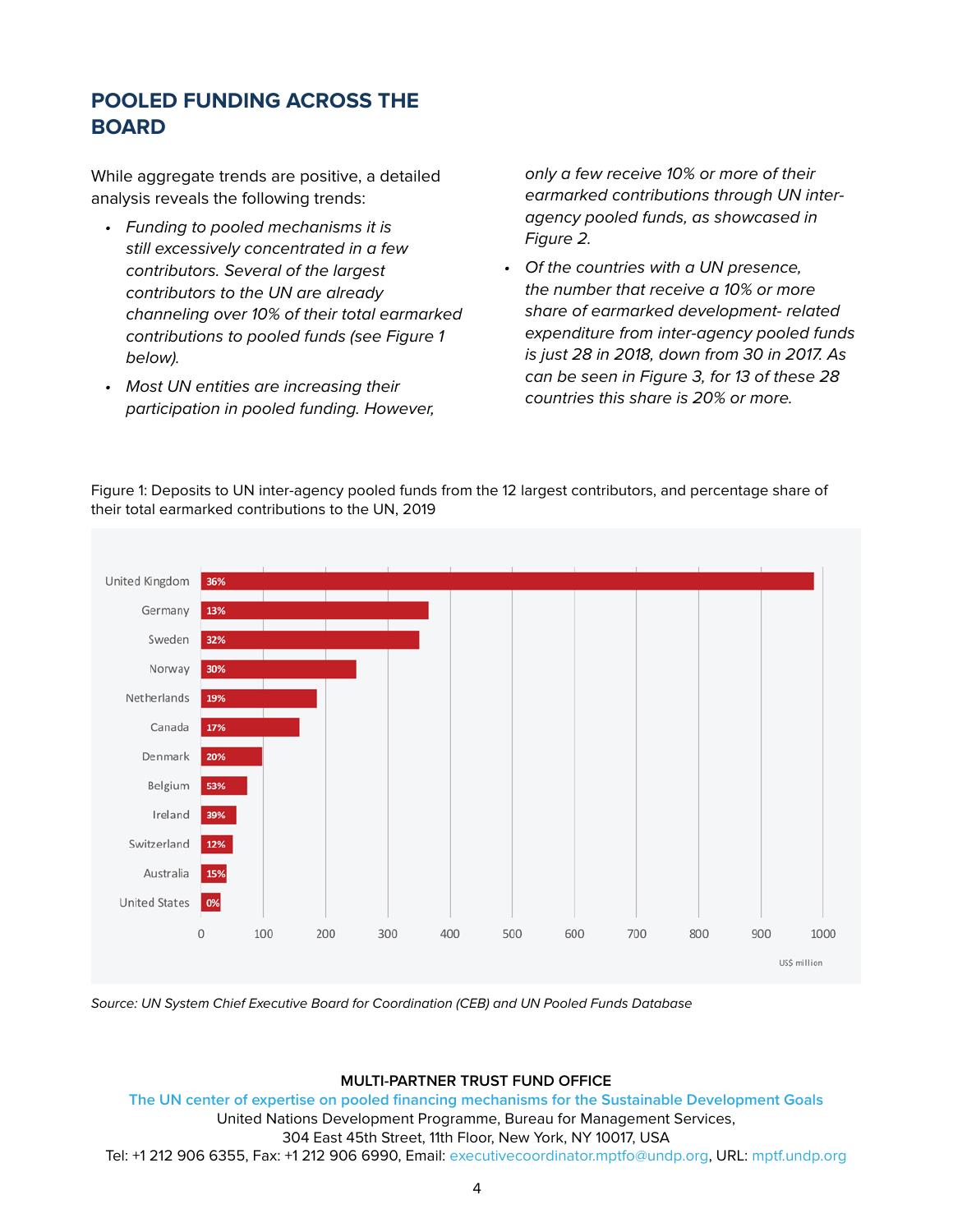## POOLED FUNDING ACROSS THE BOARD

While aggregate trends are positive, a detailed analysis reveals the following trends:

- *Funding to pooled mechanisms it is still excessively concentrated in a few contributors. Several of the largest contributors to the UN are already channeling over 10% of their total earmarked contributions to pooled funds (see Figure 1 below).*
- *Most UN entities are increasing their participation in pooled funding. However, only a few receive 10% or more of their earmarked contributions through UN inter-agency pooled funds, as showcased in Figure 2.*
- *Of the countries with a UN presence, the number that receive a 10% or more share of earmarked development- related expenditure from inter-agency pooled funds is just 28 in 2018, down from 30 in 2017. As can be seen in Figure 3, for 13 of these 28 countries this share is 20% or more.*

Figure 1: Deposits to UN inter-agency pooled funds from the 12 largest contributors, and percentage share of their total earmarked contributions to the UN, 2019

| Contributor | Share of total earmarked contributions |
|---|---|
| United Kingdom | 36% |
| Germany | 13% |
| Sweden | 32% |
| Norway | 30% |
| Netherlands | 19% |
| Canada | 17% |
| Denmark | 20% |
| Belgium | 53% |
| Ireland | 39% |
| Switzerland | 12% |
| Australia | 15% |
| United States | 0% |

US$ million

*Source: UN System Chief Executive Board for Coordination (CEB) and UN Pooled Funds Database*

**MULTI-PARTNER TRUST FUND OFFICE**

The UN center of expertise on pooled financing mechanisms for the Sustainable Development Goals

United Nations Development Programme, Bureau for Management Services,
304 East 45th Street, 11th Floor, New York, NY 10017, USA
Tel: +1 212 906 6355, Fax: +1 212 906 6990, Email: executivecoordinator.mptfo@undp.org, URL: mptf.undp.org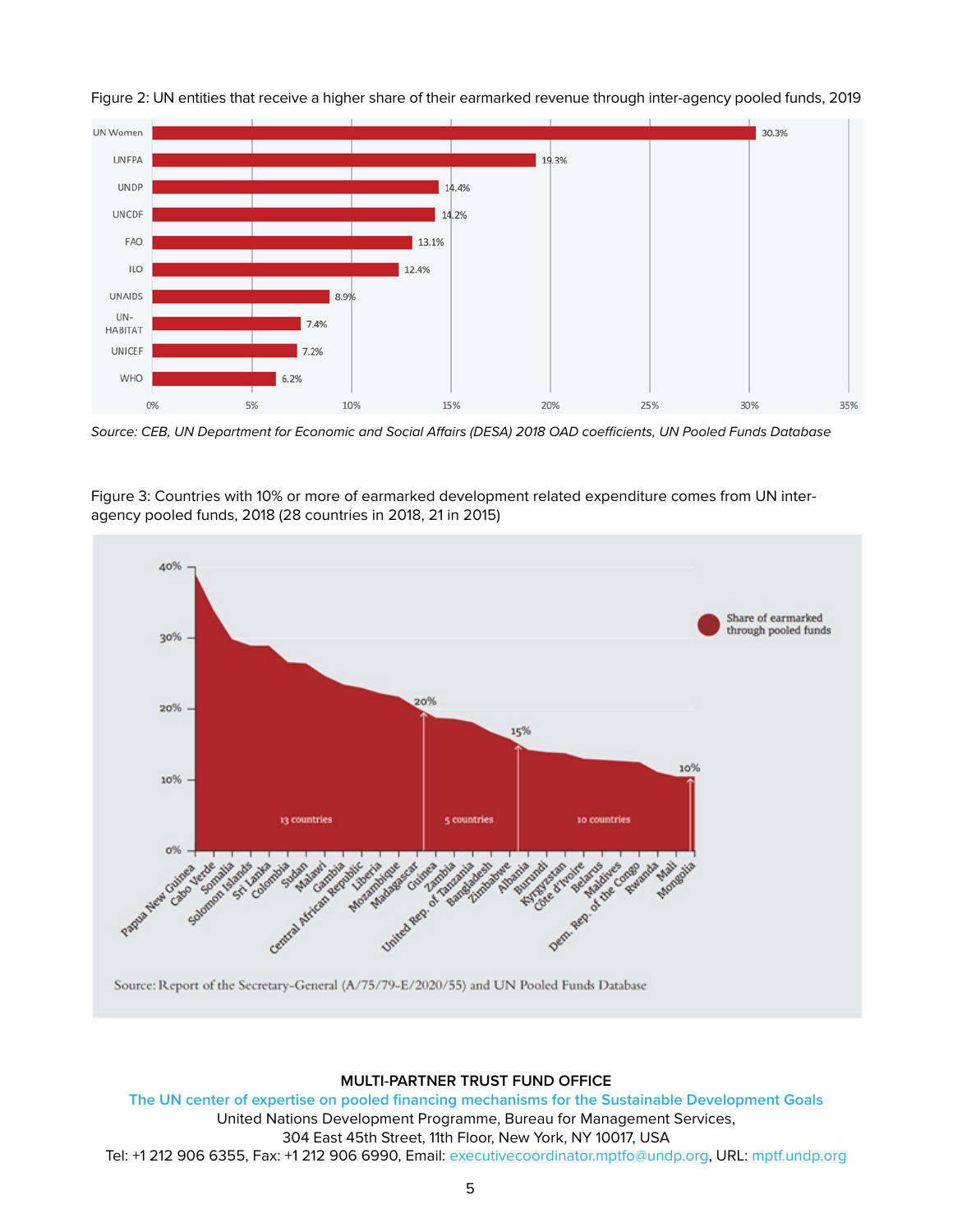Figure 2: UN entities that receive a higher share of their earmarked revenue through inter-agency pooled funds, 2019

| Entity | Share |
|---|---|
| UN Women | 30.3% |
| UNFPA | 19.3% |
| UNDP | 14.4% |
| UNCDF | 14.2% |
| FAO | 13.1% |
| ILO | 12.4% |
| UNAIDS | 8.9% |
| UN-HABITAT | 7.4% |
| UNICEF | 7.2% |
| WHO | 6.2% |

*Source: CEB, UN Department for Economic and Social Affairs (DESA) 2018 OAD coefficients, UN Pooled Funds Database*

Figure 3: Countries with 10% or more of earmarked development related expenditure comes from UN inter-agency pooled funds, 2018 (28 countries in 2018, 21 in 2015)

Share of earmarked through pooled funds

- 20% or more (13 countries): Papua New Guinea, Cabo Verde, Somalia, Solomon Islands, Sri Lanka, Colombia, Sudan, Malawi, Gambia, Central African Republic, Liberia, Mozambique, Madagascar
- 15% to 20% (5 countries): Guinea, Zambia, United Rep. of Tanzania, Bangladesh, Zimbabwe
- 10% to 15% (10 countries): Albania, Burundi, Kyrgyzstan, Côte d'Ivoire, Belarus, Maldives, Dem. Rep. of the Congo, Rwanda, Mali, Mongolia

Source: Report of the Secretary-General (A/75/79-E/2020/55) and UN Pooled Funds Database

**MULTI-PARTNER TRUST FUND OFFICE**
The UN center of expertise on pooled financing mechanisms for the Sustainable Development Goals
United Nations Development Programme, Bureau for Management Services,
304 East 45th Street, 11th Floor, New York, NY 10017, USA
Tel: +1 212 906 6355, Fax: +1 212 906 6990, Email: executivecoordinator.mptfo@undp.org, URL: mptf.undp.org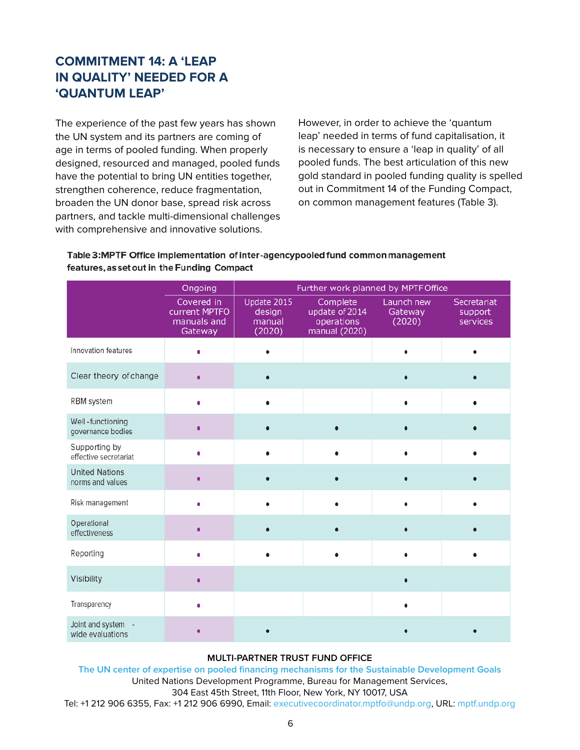## COMMITMENT 14: A 'LEAP IN QUALITY' NEEDED FOR A 'QUANTUM LEAP'

The experience of the past few years has shown the UN system and its partners are coming of age in terms of pooled funding. When properly designed, resourced and managed, pooled funds have the potential to bring UN entities together, strengthen coherence, reduce fragmentation, broaden the UN donor base, spread risk across partners, and tackle multi-dimensional challenges with comprehensive and innovative solutions.

However, in order to achieve the 'quantum leap' needed in terms of fund capitalisation, it is necessary to ensure a 'leap in quality' of all pooled funds. The best articulation of this new gold standard in pooled funding quality is spelled out in Commitment 14 of the Funding Compact, on common management features (Table 3).

**Table 3: MPTF Office implementation of inter-agency pooled fund common management features, as set out in the Funding Compact**

| | Ongoing | Further work planned by MPTF Office | | | |
|---|---|---|---|---|---|
| | Covered in current MPTFO manuals and Gateway | Update 2015 design manual (2020) | Complete update of 2014 operations manual (2020) | Launch new Gateway (2020) | Secretariat support services |
| Innovation features | • | • | | • | • |
| Clear theory of change | • | • | | • | • |
| RBM system | • | • | | • | • |
| Well-functioning governance bodies | • | • | • | • | • |
| Supporting by effective secretariat | • | • | • | • | • |
| United Nations norms and values | • | • | • | • | • |
| Risk management | • | • | • | • | • |
| Operational effectiveness | • | • | • | • | • |
| Reporting | • | • | • | • | • |
| Visibility | • | | | • | |
| Transparency | • | | | • | |
| Joint and system-wide evaluations | • | • | | • | • |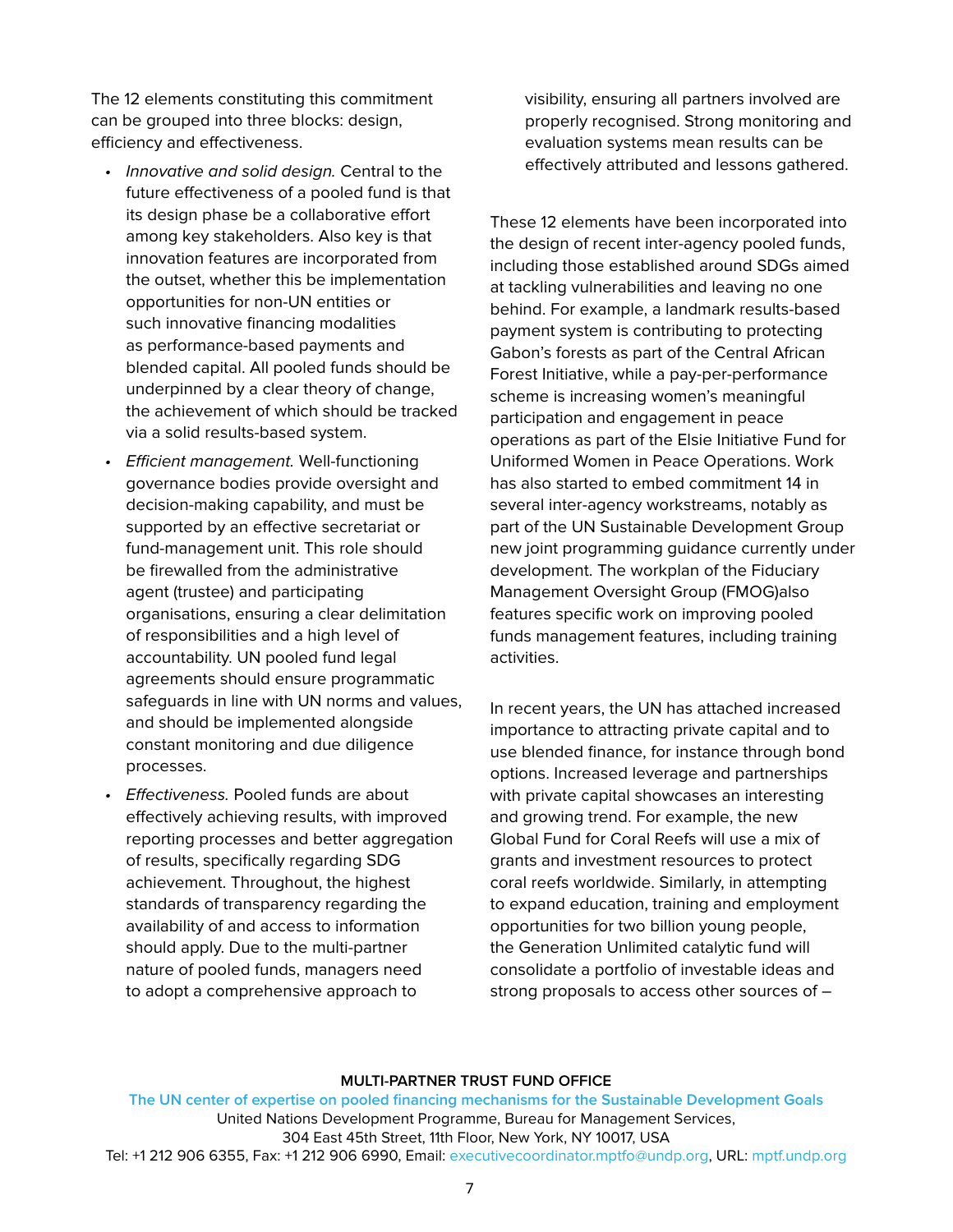The 12 elements constituting this commitment can be grouped into three blocks: design, efficiency and effectiveness.

- *Innovative and solid design.* Central to the future effectiveness of a pooled fund is that its design phase be a collaborative effort among key stakeholders. Also key is that innovation features are incorporated from the outset, whether this be implementation opportunities for non-UN entities or such innovative financing modalities as performance-based payments and blended capital. All pooled funds should be underpinned by a clear theory of change, the achievement of which should be tracked via a solid results-based system.
- *Efficient management.* Well-functioning governance bodies provide oversight and decision-making capability, and must be supported by an effective secretariat or fund-management unit. This role should be firewalled from the administrative agent (trustee) and participating organisations, ensuring a clear delimitation of responsibilities and a high level of accountability. UN pooled fund legal agreements should ensure programmatic safeguards in line with UN norms and values, and should be implemented alongside constant monitoring and due diligence processes.
- *Effectiveness.* Pooled funds are about effectively achieving results, with improved reporting processes and better aggregation of results, specifically regarding SDG achievement. Throughout, the highest standards of transparency regarding the availability of and access to information should apply. Due to the multi-partner nature of pooled funds, managers need to adopt a comprehensive approach to visibility, ensuring all partners involved are properly recognised. Strong monitoring and evaluation systems mean results can be effectively attributed and lessons gathered.

These 12 elements have been incorporated into the design of recent inter-agency pooled funds, including those established around SDGs aimed at tackling vulnerabilities and leaving no one behind. For example, a landmark results-based payment system is contributing to protecting Gabon's forests as part of the Central African Forest Initiative, while a pay-per-performance scheme is increasing women's meaningful participation and engagement in peace operations as part of the Elsie Initiative Fund for Uniformed Women in Peace Operations. Work has also started to embed commitment 14 in several inter-agency workstreams, notably as part of the UN Sustainable Development Group new joint programming guidance currently under development. The workplan of the Fiduciary Management Oversight Group (FMOG)also features specific work on improving pooled funds management features, including training activities.

In recent years, the UN has attached increased importance to attracting private capital and to use blended finance, for instance through bond options. Increased leverage and partnerships with private capital showcases an interesting and growing trend. For example, the new Global Fund for Coral Reefs will use a mix of grants and investment resources to protect coral reefs worldwide. Similarly, in attempting to expand education, training and employment opportunities for two billion young people, the Generation Unlimited catalytic fund will consolidate a portfolio of investable ideas and strong proposals to access other sources of –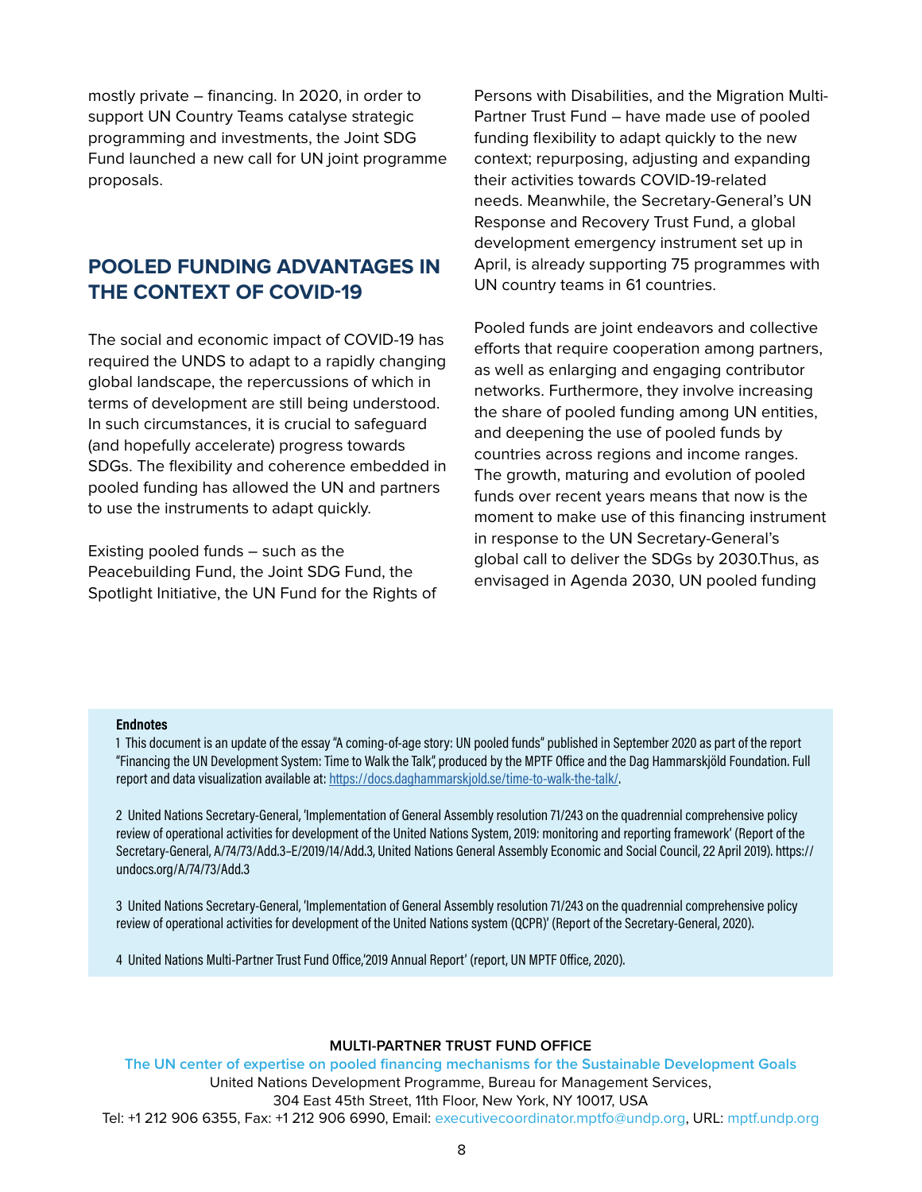mostly private – financing. In 2020, in order to support UN Country Teams catalyse strategic programming and investments, the Joint SDG Fund launched a new call for UN joint programme proposals.

## POOLED FUNDING ADVANTAGES IN THE CONTEXT OF COVID-19

The social and economic impact of COVID-19 has required the UNDS to adapt to a rapidly changing global landscape, the repercussions of which in terms of development are still being understood. In such circumstances, it is crucial to safeguard (and hopefully accelerate) progress towards SDGs. The flexibility and coherence embedded in pooled funding has allowed the UN and partners to use the instruments to adapt quickly.

Existing pooled funds – such as the Peacebuilding Fund, the Joint SDG Fund, the Spotlight Initiative, the UN Fund for the Rights of Persons with Disabilities, and the Migration Multi-Partner Trust Fund – have made use of pooled funding flexibility to adapt quickly to the new context; repurposing, adjusting and expanding their activities towards COVID-19-related needs. Meanwhile, the Secretary-General's UN Response and Recovery Trust Fund, a global development emergency instrument set up in April, is already supporting 75 programmes with UN country teams in 61 countries.

Pooled funds are joint endeavors and collective efforts that require cooperation among partners, as well as enlarging and engaging contributor networks. Furthermore, they involve increasing the share of pooled funding among UN entities, and deepening the use of pooled funds by countries across regions and income ranges. The growth, maturing and evolution of pooled funds over recent years means that now is the moment to make use of this financing instrument in response to the UN Secretary-General's global call to deliver the SDGs by 2030.Thus, as envisaged in Agenda 2030, UN pooled funding

**Endnotes**

1 This document is an update of the essay "A coming-of-age story: UN pooled funds" published in September 2020 as part of the report "Financing the UN Development System: Time to Walk the Talk", produced by the MPTF Office and the Dag Hammarskjöld Foundation. Full report and data visualization available at: https://docs.daghammarskjold.se/time-to-walk-the-talk/.

2 United Nations Secretary-General, 'Implementation of General Assembly resolution 71/243 on the quadrennial comprehensive policy review of operational activities for development of the United Nations System, 2019: monitoring and reporting framework' (Report of the Secretary-General, A/74/73/Add.3–E/2019/14/Add.3, United Nations General Assembly Economic and Social Council, 22 April 2019). https://undocs.org/A/74/73/Add.3

3 United Nations Secretary-General, 'Implementation of General Assembly resolution 71/243 on the quadrennial comprehensive policy review of operational activities for development of the United Nations system (QCPR)' (Report of the Secretary-General, 2020).

4 United Nations Multi-Partner Trust Fund Office,'2019 Annual Report' (report, UN MPTF Office, 2020).

**MULTI-PARTNER TRUST FUND OFFICE**

The UN center of expertise on pooled financing mechanisms for the Sustainable Development Goals

United Nations Development Programme, Bureau for Management Services,
304 East 45th Street, 11th Floor, New York, NY 10017, USA
Tel: +1 212 906 6355, Fax: +1 212 906 6990, Email: executivecoordinator.mptfo@undp.org, URL: mptf.undp.org